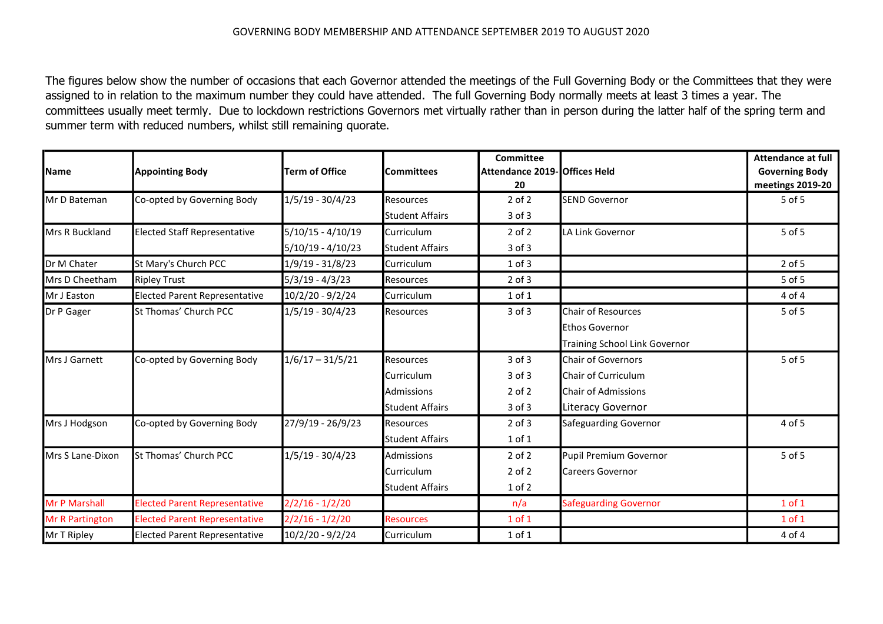# GOVERNING BODY MEMBERSHIP AND ATTENDANCE SEPTEMBER 2019 TO AUGUST 2020

The figures below show the number of occasions that each Governor attended the meetings of the Full Governing Body or the Committees that they were assigned to in relation to the maximum number they could have attended. The full Governing Body normally meets at least 3 times a year. The committees usually meet termly. Due to lockdown restrictions Governors met virtually rather than in person during the latter half of the spring term and summer term with reduced numbers, whilst still remaining quorate.

| Name | Appointing Body | Term of Office | Committees | Committee Attendance 2019-20 | Offices Held | Attendance at full Governing Body meetings 2019-20 |
|---|---|---|---|---|---|---|
| Mr D Bateman | Co-opted by Governing Body | 1/5/19 - 30/4/23 | Resources | 2 of 2 | SEND Governor | 5 of 5 |
| | | | Student Affairs | 3 of 3 | | |
| Mrs R Buckland | Elected Staff Representative | 5/10/15 - 4/10/19 | Curriculum | 2 of 2 | LA Link Governor | 5 of 5 |
| | | 5/10/19 - 4/10/23 | Student Affairs | 3 of 3 | | |
| Dr M Chater | St Mary's Church PCC | 1/9/19 - 31/8/23 | Curriculum | 1 of 3 | | 2 of 5 |
| Mrs D Cheetham | Ripley Trust | 5/3/19 - 4/3/23 | Resources | 2 of 3 | | 5 of 5 |
| Mr J Easton | Elected Parent Representative | 10/2/20 - 9/2/24 | Curriculum | 1 of 1 | | 4 of 4 |
| Dr P Gager | St Thomas' Church PCC | 1/5/19 - 30/4/23 | Resources | 3 of 3 | Chair of Resources | 5 of 5 |
| | | | | | Ethos Governor | |
| | | | | | Training School Link Governor | |
| Mrs J Garnett | Co-opted by Governing Body | 1/6/17 – 31/5/21 | Resources | 3 of 3 | Chair of Governors | 5 of 5 |
| | | | Curriculum | 3 of 3 | Chair of Curriculum | |
| | | | Admissions | 2 of 2 | Chair of Admissions | |
| | | | Student Affairs | 3 of 3 | Literacy Governor | |
| Mrs J Hodgson | Co-opted by Governing Body | 27/9/19 - 26/9/23 | Resources | 2 of 3 | Safeguarding Governor | 4 of 5 |
| | | | Student Affairs | 1 of 1 | | |
| Mrs S Lane-Dixon | St Thomas' Church PCC | 1/5/19 - 30/4/23 | Admissions | 2 of 2 | Pupil Premium Governor | 5 of 5 |
| | | | Curriculum | 2 of 2 | Careers Governor | |
| | | | Student Affairs | 1 of 2 | | |
| Mr P Marshall | Elected Parent Representative | 2/2/16 - 1/2/20 | | n/a | Safeguarding Governor | 1 of 1 |
| Mr R Partington | Elected Parent Representative | 2/2/16 - 1/2/20 | Resources | 1 of 1 | | 1 of 1 |
| Mr T Ripley | Elected Parent Representative | 10/2/20 - 9/2/24 | Curriculum | 1 of 1 | | 4 of 4 |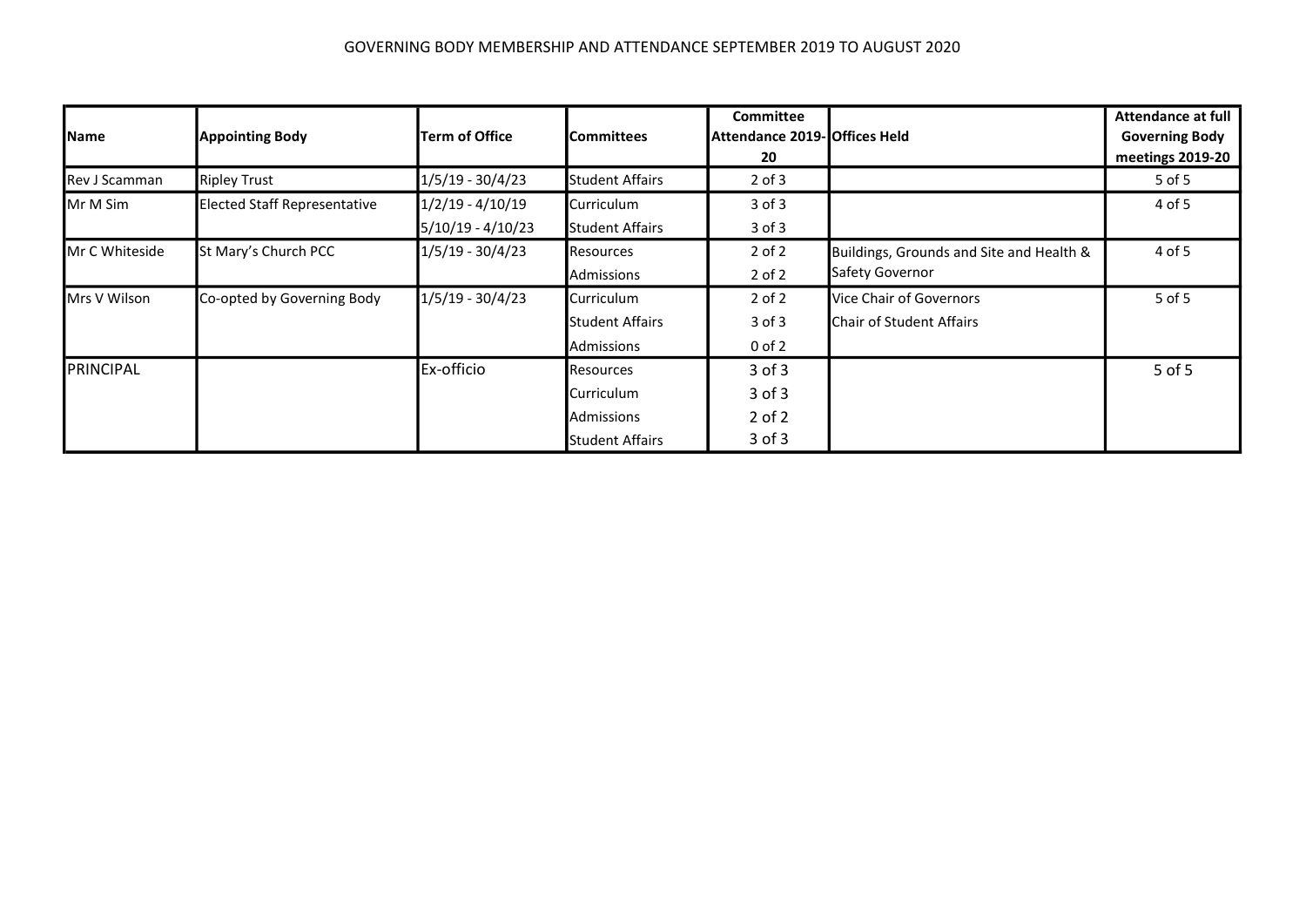GOVERNING BODY MEMBERSHIP AND ATTENDANCE SEPTEMBER 2019 TO AUGUST 2020

| Name | Appointing Body | Term of Office | Committees | Committee Attendance 2019-20 | Offices Held | Attendance at full Governing Body meetings 2019-20 |
|---|---|---|---|---|---|---|
| Rev J Scamman | Ripley Trust | 1/5/19 - 30/4/23 | Student Affairs | 2 of 3 | | 5 of 5 |
| Mr M Sim | Elected Staff Representative | 1/2/19 - 4/10/19 | Curriculum | 3 of 3 | | 4 of 5 |
| | | 5/10/19 - 4/10/23 | Student Affairs | 3 of 3 | | |
| Mr C Whiteside | St Mary's Church PCC | 1/5/19 - 30/4/23 | Resources | 2 of 2 | Buildings, Grounds and Site and Health & Safety Governor | 4 of 5 |
| | | | Admissions | 2 of 2 | | |
| Mrs V Wilson | Co-opted by Governing Body | 1/5/19 - 30/4/23 | Curriculum | 2 of 2 | Vice Chair of Governors | 5 of 5 |
| | | | Student Affairs | 3 of 3 | Chair of Student Affairs | |
| | | | Admissions | 0 of 2 | | |
| PRINCIPAL | | Ex-officio | Resources | 3 of 3 | | 5 of 5 |
| | | | Curriculum | 3 of 3 | | |
| | | | Admissions | 2 of 2 | | |
| | | | Student Affairs | 3 of 3 | | |